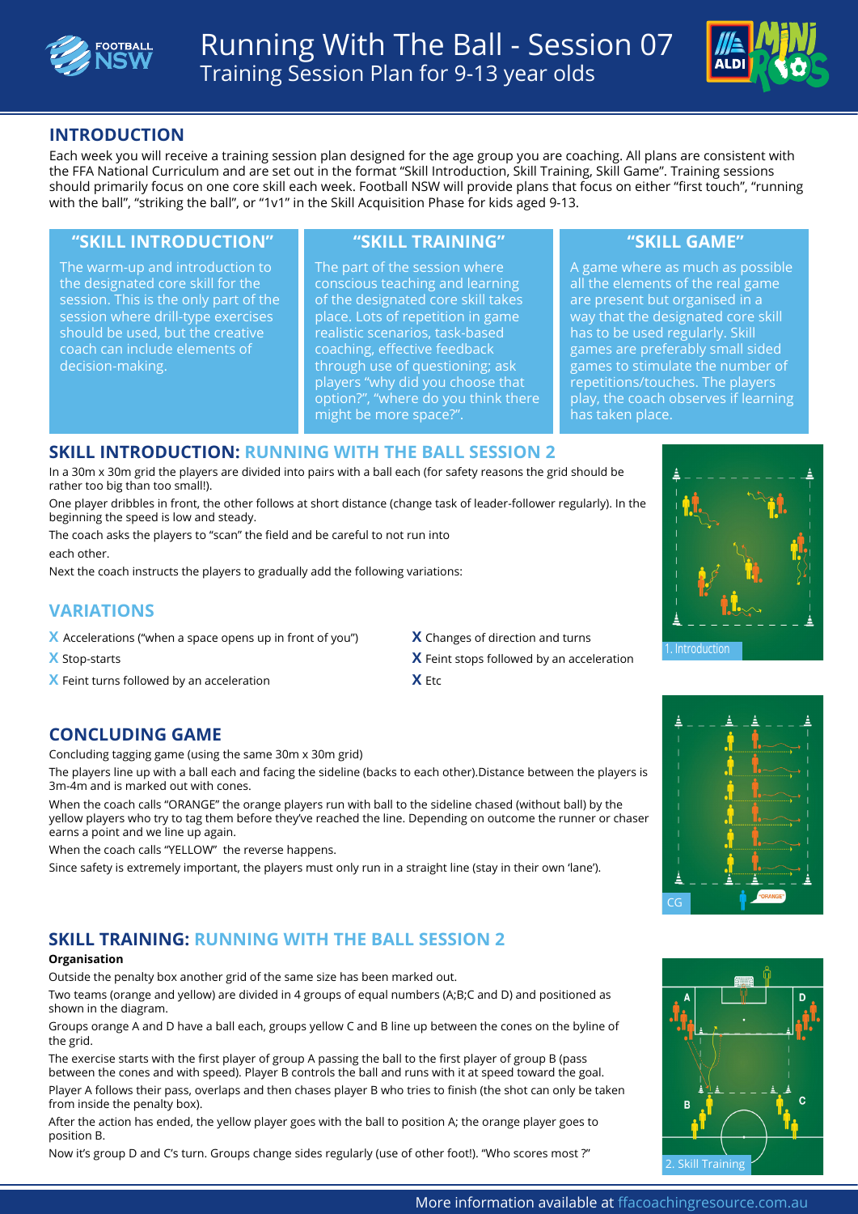# Running With The Ball - Session 07

Training Session Plan for 9-13 year olds

## INTRODUCTION

Each week you will receive a training session plan designed for the age group you are coaching. All plans are consistent with the FFA National Curriculum and are set out in the format "Skill Introduction, Skill Training, Skill Game". Training sessions should primarily focus on one core skill each week. Football NSW will provide plans that focus on either "first touch", "running with the ball", "striking the ball", or "1v1" in the Skill Acquisition Phase for kids aged 9-13.

### "SKILL INTRODUCTION"

The warm-up and introduction to the designated core skill for the session. This is the only part of the session where drill-type exercises should be used, but the creative coach can include elements of decision-making.

### "SKILL TRAINING"

The part of the session where conscious teaching and learning of the designated core skill takes place. Lots of repetition in game realistic scenarios, task-based coaching, effective feedback through use of questioning; ask players "why did you choose that option?", "where do you think there might be more space?".

### "SKILL GAME"

A game where as much as possible all the elements of the real game are present but organised in a way that the designated core skill has to be used regularly. Skill games are preferably small sided games to stimulate the number of repetitions/touches. The players play, the coach observes if learning has taken place.

## SKILL INTRODUCTION: RUNNING WITH THE BALL SESSION 2

In a 30m x 30m grid the players are divided into pairs with a ball each (for safety reasons the grid should be rather too big than too small!).

One player dribbles in front, the other follows at short distance (change task of leader-follower regularly). In the beginning the speed is low and steady.

The coach asks the players to "scan" the field and be careful to not run into each other.

Next the coach instructs the players to gradually add the following variations:

1. Introduction

## VARIATIONS

- Accelerations ("when a space opens up in front of you")
- Stop-starts
- Feint turns followed by an acceleration
- Changes of direction and turns
- Feint stops followed by an acceleration
- Etc

## CONCLUDING GAME

Concluding tagging game (using the same 30m x 30m grid)

The players line up with a ball each and facing the sideline (backs to each other).Distance between the players is 3m-4m and is marked out with cones.

When the coach calls "ORANGE" the orange players run with ball to the sideline chased (without ball) by the yellow players who try to tag them before they've reached the line. Depending on outcome the runner or chaser earns a point and we line up again.

When the coach calls "YELLOW" the reverse happens.

Since safety is extremely important, the players must only run in a straight line (stay in their own 'lane').

CG

## SKILL TRAINING: RUNNING WITH THE BALL SESSION 2

**Organisation**

Outside the penalty box another grid of the same size has been marked out.

Two teams (orange and yellow) are divided in 4 groups of equal numbers (A;B;C and D) and positioned as shown in the diagram.

Groups orange A and D have a ball each, groups yellow C and B line up between the cones on the byline of the grid.

The exercise starts with the first player of group A passing the ball to the first player of group B (pass between the cones and with speed). Player B controls the ball and runs with it at speed toward the goal.

Player A follows their pass, overlaps and then chases player B who tries to finish (the shot can only be taken from inside the penalty box).

After the action has ended, the yellow player goes with the ball to position A; the orange player goes to position B.

Now it's group D and C's turn. Groups change sides regularly (use of other foot!). "Who scores most ?"

2. Skill Training

More information available at ffacoachingresource.com.au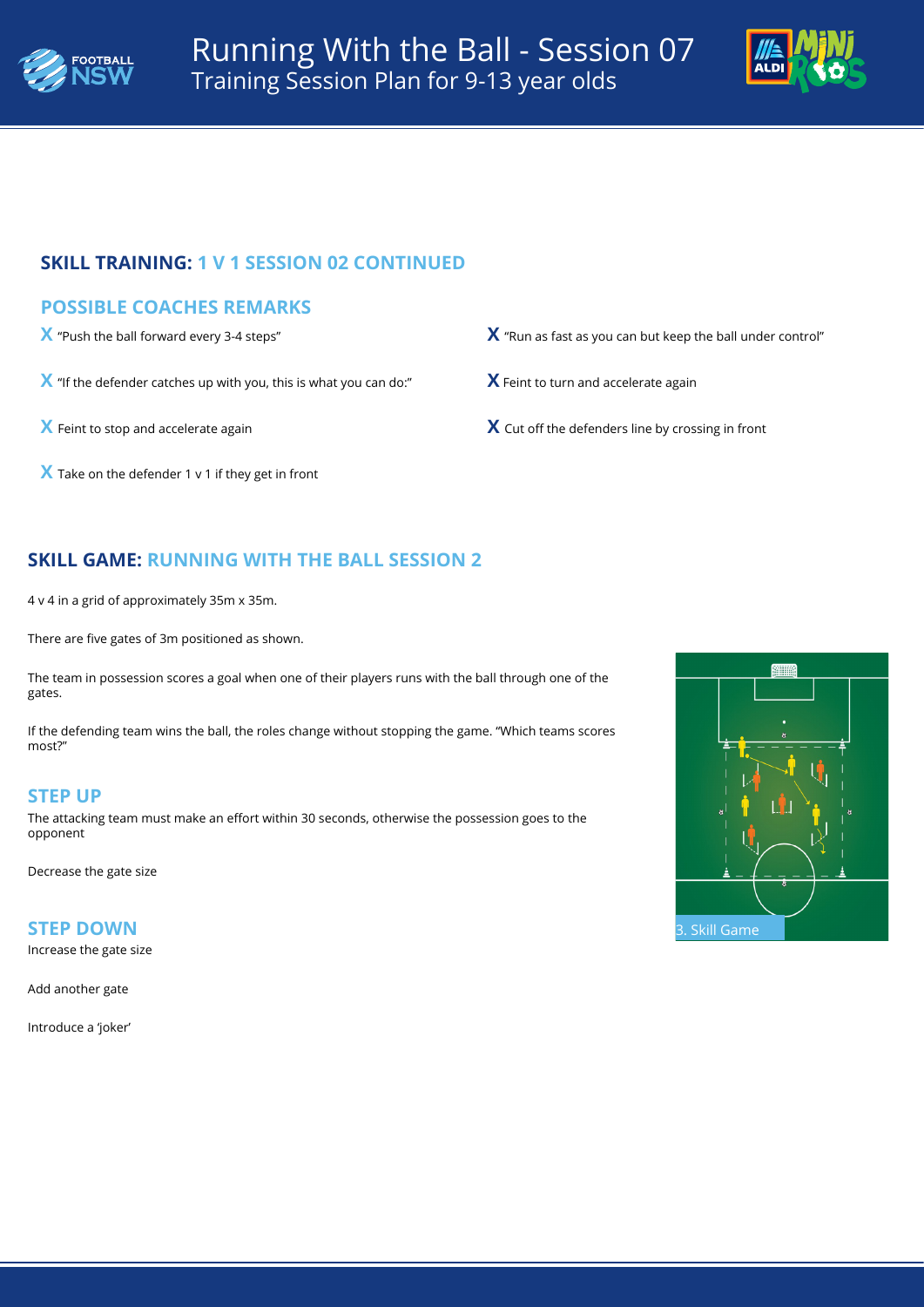# Running With the Ball - Session 07

Training Session Plan for 9-13 year olds

## SKILL TRAINING: 1 V 1 SESSION 02 CONTINUED

### POSSIBLE COACHES REMARKS

- "Push the ball forward every 3-4 steps"
- "If the defender catches up with you, this is what you can do:"
- Feint to stop and accelerate again
- Take on the defender 1 v 1 if they get in front
- "Run as fast as you can but keep the ball under control"
- Feint to turn and accelerate again
- Cut off the defenders line by crossing in front

## SKILL GAME: RUNNING WITH THE BALL SESSION 2

4 v 4 in a grid of approximately 35m x 35m.

There are five gates of 3m positioned as shown.

The team in possession scores a goal when one of their players runs with the ball through one of the gates.

If the defending team wins the ball, the roles change without stopping the game. "Which teams scores most?"

3. Skill Game

### STEP UP

The attacking team must make an effort within 30 seconds, otherwise the possession goes to the opponent

Decrease the gate size

### STEP DOWN

Increase the gate size

Add another gate

Introduce a 'joker'